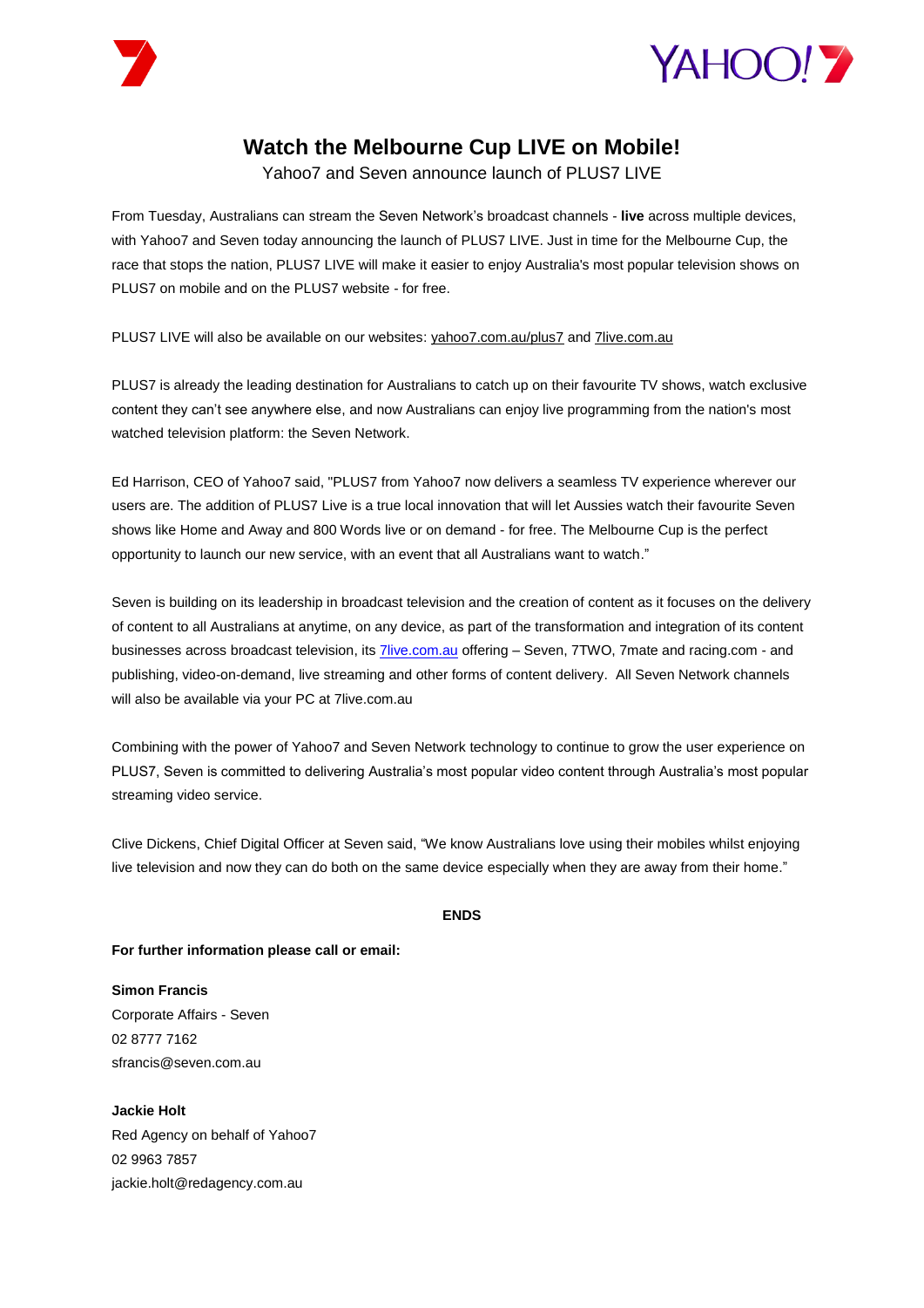# Watch the Melbourne Cup LIVE on Mobile!

Yahoo7 and Seven announce launch of PLUS7 LIVE

From Tuesday, Australians can stream the Seven Network's broadcast channels - **live** across multiple devices, with Yahoo7 and Seven today announcing the launch of PLUS7 LIVE. Just in time for the Melbourne Cup, the race that stops the nation, PLUS7 LIVE will make it easier to enjoy Australia's most popular television shows on PLUS7 on mobile and on the PLUS7 website - for free.

PLUS7 LIVE will also be available on our websites: yahoo7.com.au/plus7 and 7live.com.au

PLUS7 is already the leading destination for Australians to catch up on their favourite TV shows, watch exclusive content they can't see anywhere else, and now Australians can enjoy live programming from the nation's most watched television platform: the Seven Network.

Ed Harrison, CEO of Yahoo7 said, "PLUS7 from Yahoo7 now delivers a seamless TV experience wherever our users are. The addition of PLUS7 Live is a true local innovation that will let Aussies watch their favourite Seven shows like Home and Away and 800 Words live or on demand - for free. The Melbourne Cup is the perfect opportunity to launch our new service, with an event that all Australians want to watch."

Seven is building on its leadership in broadcast television and the creation of content as it focuses on the delivery of content to all Australians at anytime, on any device, as part of the transformation and integration of its content businesses across broadcast television, its 7live.com.au offering – Seven, 7TWO, 7mate and racing.com - and publishing, video-on-demand, live streaming and other forms of content delivery. All Seven Network channels will also be available via your PC at 7live.com.au

Combining with the power of Yahoo7 and Seven Network technology to continue to grow the user experience on PLUS7, Seven is committed to delivering Australia's most popular video content through Australia's most popular streaming video service.

Clive Dickens, Chief Digital Officer at Seven said, "We know Australians love using their mobiles whilst enjoying live television and now they can do both on the same device especially when they are away from their home."

**ENDS**

**For further information please call or email:**

**Simon Francis**
Corporate Affairs - Seven
02 8777 7162
sfrancis@seven.com.au

**Jackie Holt**
Red Agency on behalf of Yahoo7
02 9963 7857
jackie.holt@redagency.com.au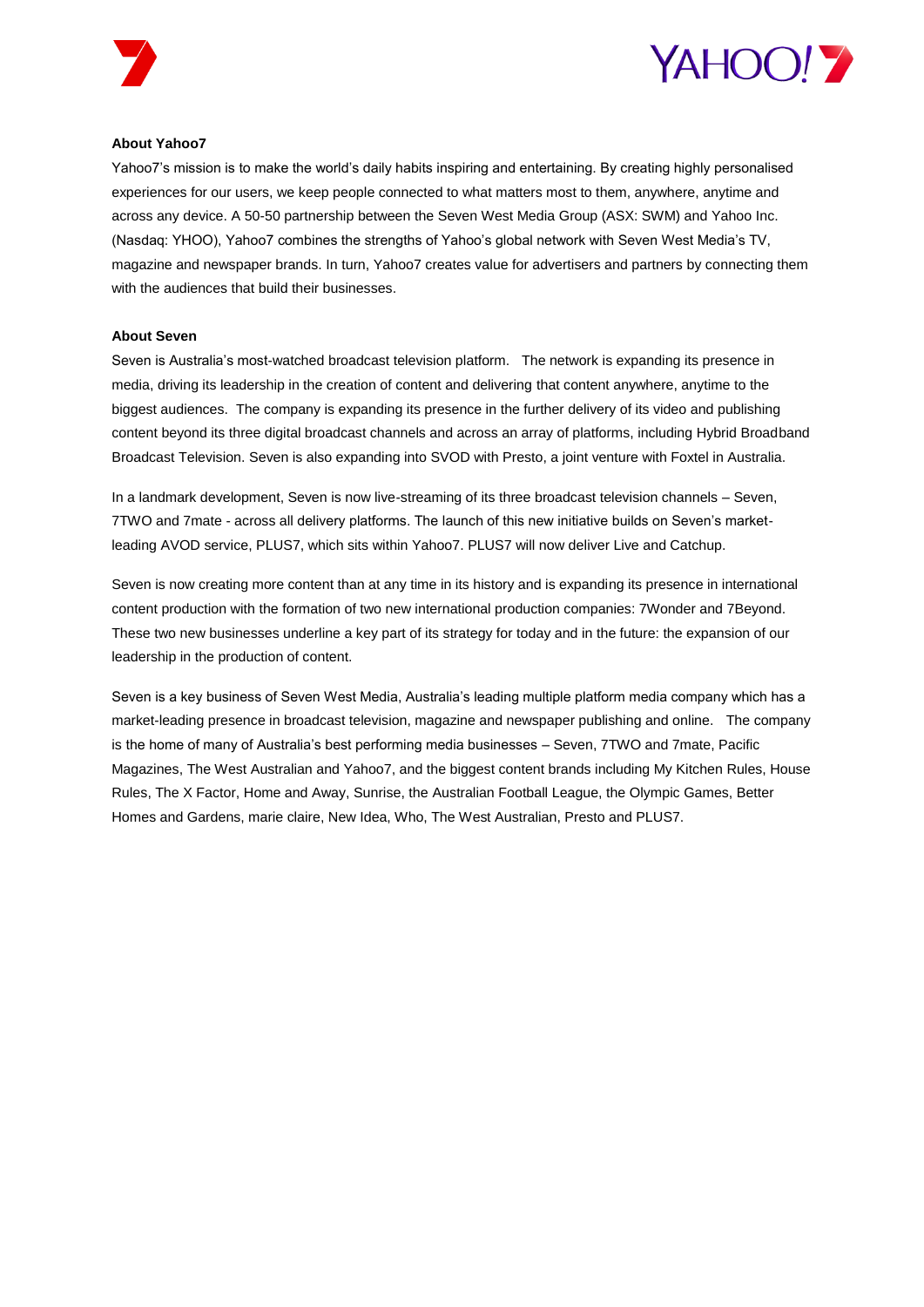**About Yahoo7**

Yahoo7's mission is to make the world's daily habits inspiring and entertaining. By creating highly personalised experiences for our users, we keep people connected to what matters most to them, anywhere, anytime and across any device. A 50-50 partnership between the Seven West Media Group (ASX: SWM) and Yahoo Inc. (Nasdaq: YHOO), Yahoo7 combines the strengths of Yahoo's global network with Seven West Media's TV, magazine and newspaper brands. In turn, Yahoo7 creates value for advertisers and partners by connecting them with the audiences that build their businesses.

**About Seven**

Seven is Australia's most-watched broadcast television platform. The network is expanding its presence in media, driving its leadership in the creation of content and delivering that content anywhere, anytime to the biggest audiences. The company is expanding its presence in the further delivery of its video and publishing content beyond its three digital broadcast channels and across an array of platforms, including Hybrid Broadband Broadcast Television. Seven is also expanding into SVOD with Presto, a joint venture with Foxtel in Australia.

In a landmark development, Seven is now live-streaming of its three broadcast television channels – Seven, 7TWO and 7mate - across all delivery platforms. The launch of this new initiative builds on Seven's market-leading AVOD service, PLUS7, which sits within Yahoo7. PLUS7 will now deliver Live and Catchup.

Seven is now creating more content than at any time in its history and is expanding its presence in international content production with the formation of two new international production companies: 7Wonder and 7Beyond. These two new businesses underline a key part of its strategy for today and in the future: the expansion of our leadership in the production of content.

Seven is a key business of Seven West Media, Australia's leading multiple platform media company which has a market-leading presence in broadcast television, magazine and newspaper publishing and online. The company is the home of many of Australia's best performing media businesses – Seven, 7TWO and 7mate, Pacific Magazines, The West Australian and Yahoo7, and the biggest content brands including My Kitchen Rules, House Rules, The X Factor, Home and Away, Sunrise, the Australian Football League, the Olympic Games, Better Homes and Gardens, marie claire, New Idea, Who, The West Australian, Presto and PLUS7.